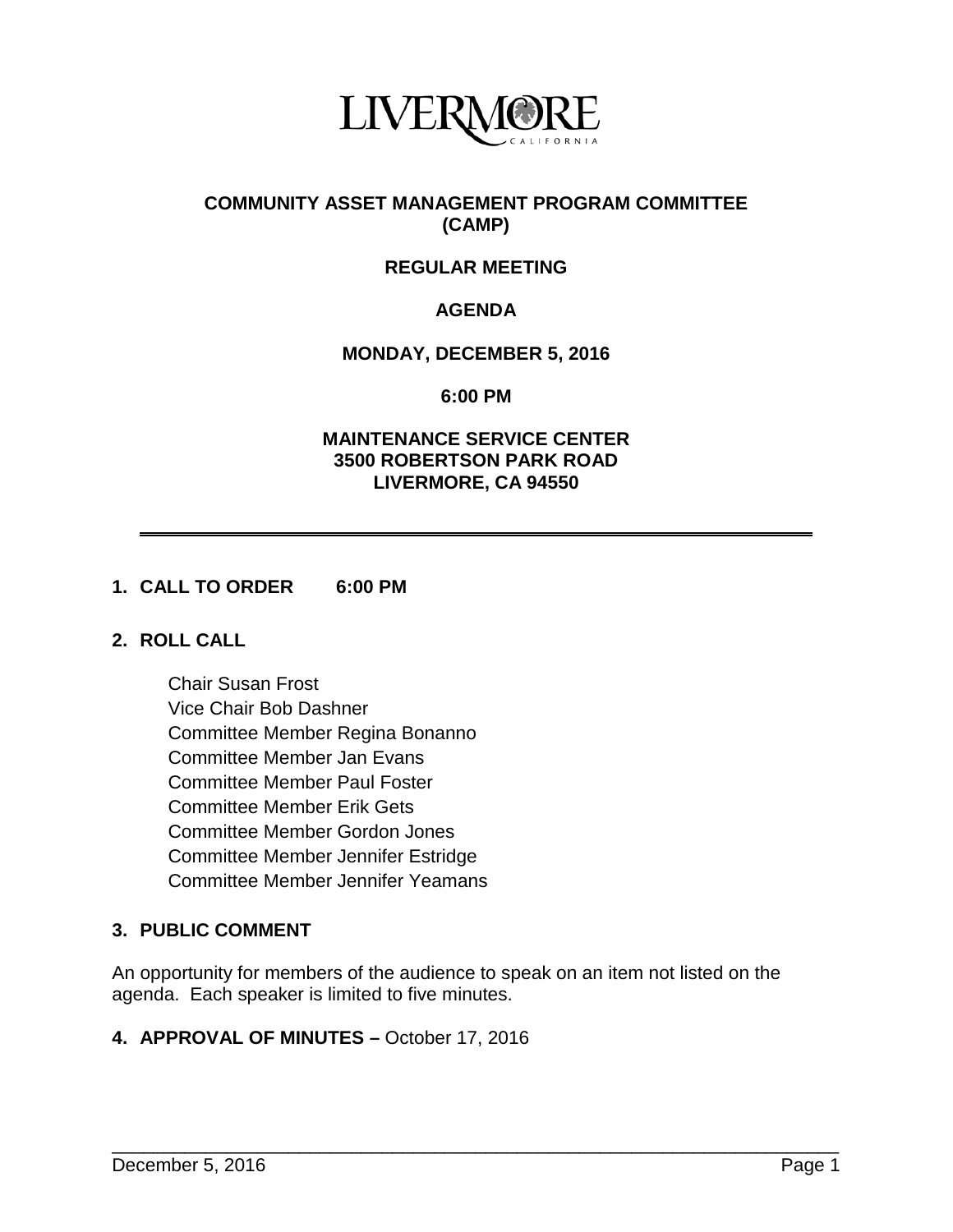LIVERMORE
CALIFORNIA

# COMMUNITY ASSET MANAGEMENT PROGRAM COMMITTEE (CAMP)

## REGULAR MEETING

## AGENDA

**MONDAY, DECEMBER 5, 2016**

**6:00 PM**

**MAINTENANCE SERVICE CENTER**
**3500 ROBERTSON PARK ROAD**
**LIVERMORE, CA 94550**

---

### 1. CALL TO ORDER 6:00 PM

### 2. ROLL CALL

Chair Susan Frost
Vice Chair Bob Dashner
Committee Member Regina Bonanno
Committee Member Jan Evans
Committee Member Paul Foster
Committee Member Erik Gets
Committee Member Gordon Jones
Committee Member Jennifer Estridge
Committee Member Jennifer Yeamans

### 3. PUBLIC COMMENT

An opportunity for members of the audience to speak on an item not listed on the agenda. Each speaker is limited to five minutes.

### 4. APPROVAL OF MINUTES – October 17, 2016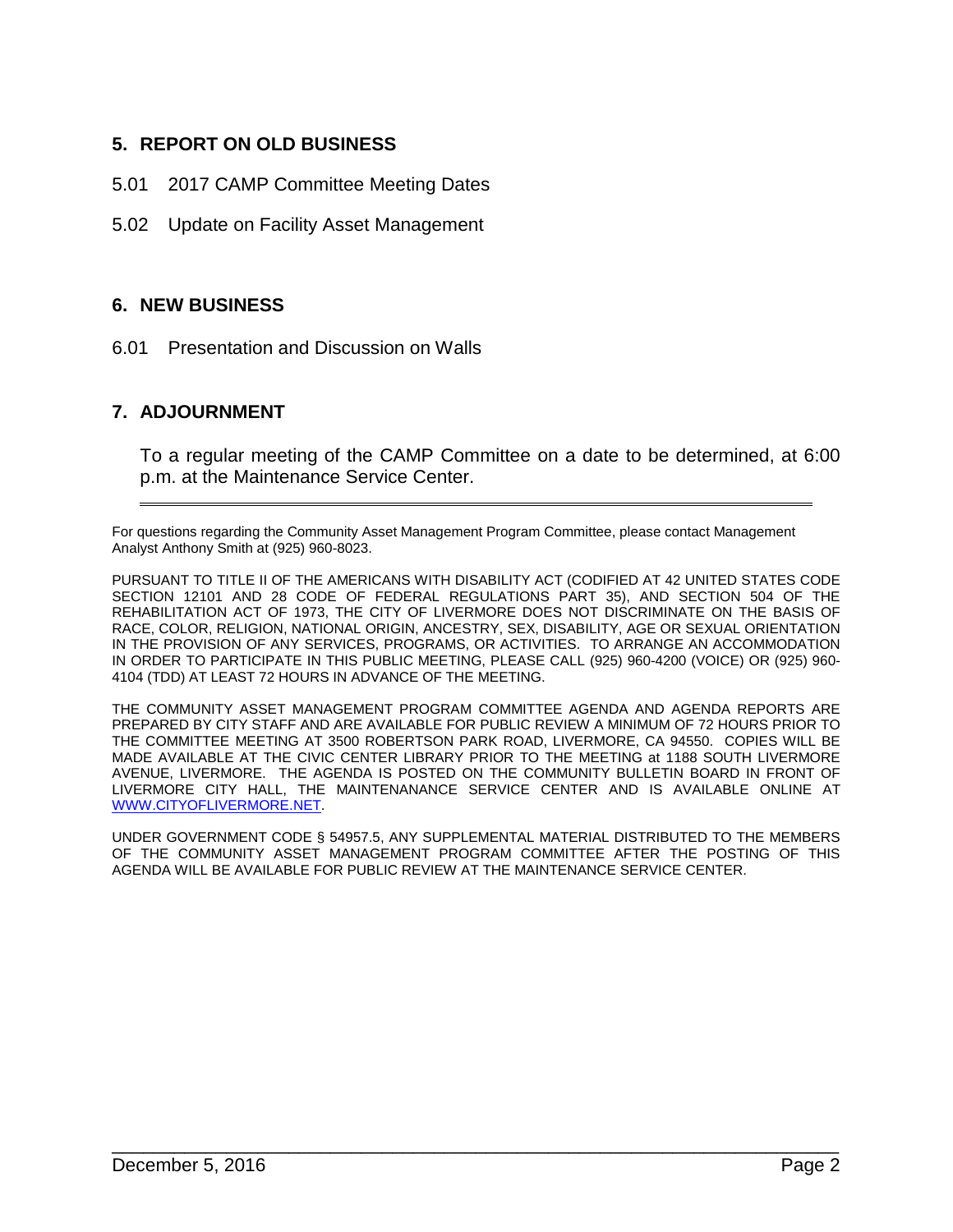## 5. REPORT ON OLD BUSINESS

5.01 2017 CAMP Committee Meeting Dates

5.02 Update on Facility Asset Management

## 6. NEW BUSINESS

6.01 Presentation and Discussion on Walls

## 7. ADJOURNMENT

To a regular meeting of the CAMP Committee on a date to be determined, at 6:00 p.m. at the Maintenance Service Center.

---

For questions regarding the Community Asset Management Program Committee, please contact Management Analyst Anthony Smith at (925) 960-8023.

PURSUANT TO TITLE II OF THE AMERICANS WITH DISABILITY ACT (CODIFIED AT 42 UNITED STATES CODE SECTION 12101 AND 28 CODE OF FEDERAL REGULATIONS PART 35), AND SECTION 504 OF THE REHABILITATION ACT OF 1973, THE CITY OF LIVERMORE DOES NOT DISCRIMINATE ON THE BASIS OF RACE, COLOR, RELIGION, NATIONAL ORIGIN, ANCESTRY, SEX, DISABILITY, AGE OR SEXUAL ORIENTATION IN THE PROVISION OF ANY SERVICES, PROGRAMS, OR ACTIVITIES. TO ARRANGE AN ACCOMMODATION IN ORDER TO PARTICIPATE IN THIS PUBLIC MEETING, PLEASE CALL (925) 960-4200 (VOICE) OR (925) 960-4104 (TDD) AT LEAST 72 HOURS IN ADVANCE OF THE MEETING.

THE COMMUNITY ASSET MANAGEMENT PROGRAM COMMITTEE AGENDA AND AGENDA REPORTS ARE PREPARED BY CITY STAFF AND ARE AVAILABLE FOR PUBLIC REVIEW A MINIMUM OF 72 HOURS PRIOR TO THE COMMITTEE MEETING AT 3500 ROBERTSON PARK ROAD, LIVERMORE, CA 94550. COPIES WILL BE MADE AVAILABLE AT THE CIVIC CENTER LIBRARY PRIOR TO THE MEETING at 1188 SOUTH LIVERMORE AVENUE, LIVERMORE. THE AGENDA IS POSTED ON THE COMMUNITY BULLETIN BOARD IN FRONT OF LIVERMORE CITY HALL, THE MAINTENANANCE SERVICE CENTER AND IS AVAILABLE ONLINE AT WWW.CITYOFLIVERMORE.NET.

UNDER GOVERNMENT CODE § 54957.5, ANY SUPPLEMENTAL MATERIAL DISTRIBUTED TO THE MEMBERS OF THE COMMUNITY ASSET MANAGEMENT PROGRAM COMMITTEE AFTER THE POSTING OF THIS AGENDA WILL BE AVAILABLE FOR PUBLIC REVIEW AT THE MAINTENANCE SERVICE CENTER.